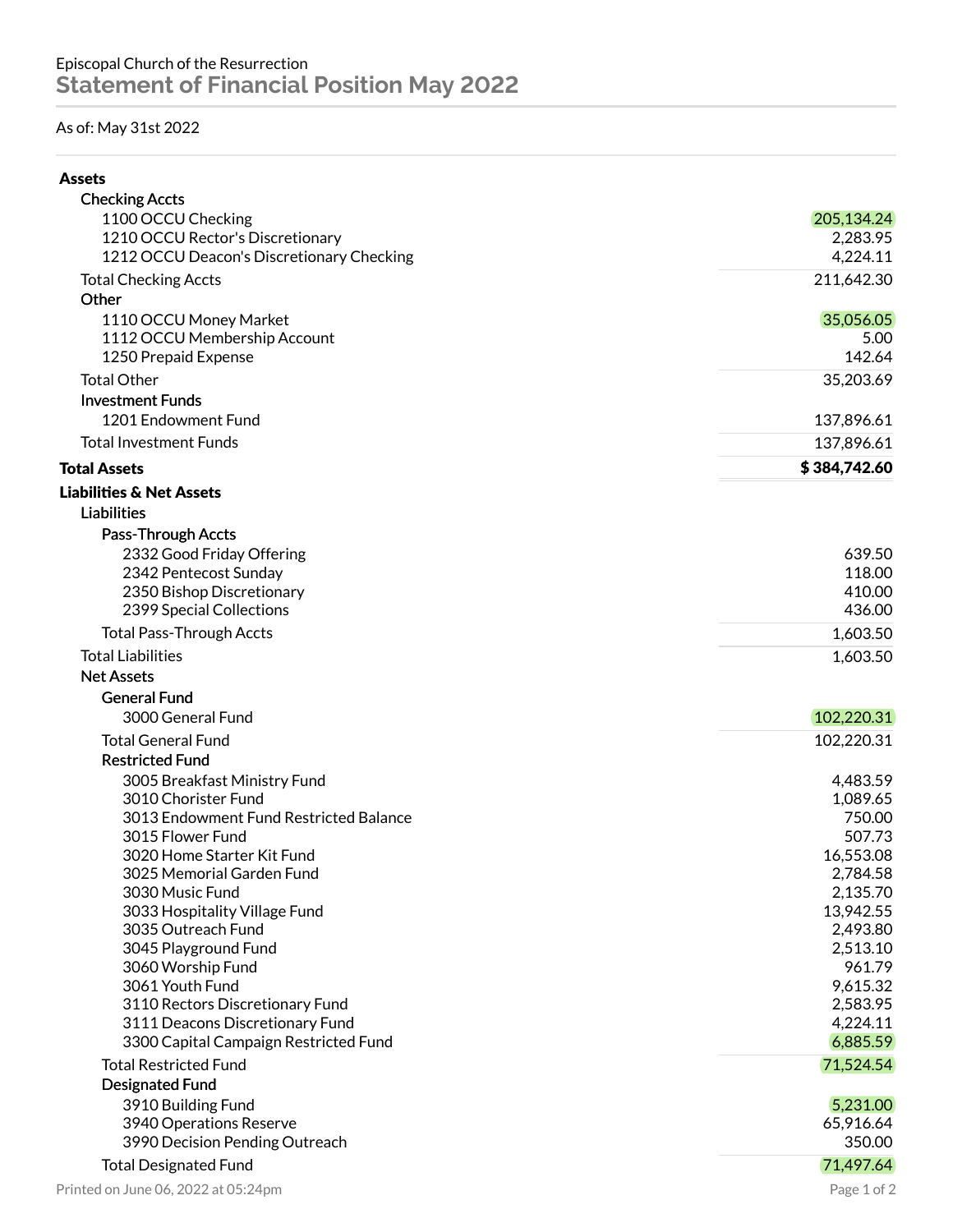Episcopal Church of the Resurrection

# Statement of Financial Position May 2022

As of: May 31st 2022

| Account | Amount |
|---|---|
| **Assets** | |
| Checking Accts | |
| 1100 OCCU Checking | 205,134.24 |
| 1210 OCCU Rector's Discretionary | 2,283.95 |
| 1212 OCCU Deacon's Discretionary Checking | 4,224.11 |
| Total Checking Accts | 211,642.30 |
| Other | |
| 1110 OCCU Money Market | 35,056.05 |
| 1112 OCCU Membership Account | 5.00 |
| 1250 Prepaid Expense | 142.64 |
| Total Other | 35,203.69 |
| Investment Funds | |
| 1201 Endowment Fund | 137,896.61 |
| Total Investment Funds | 137,896.61 |
| **Total Assets** | **$ 384,742.60** |
| **Liabilities & Net Assets** | |
| Liabilities | |
| Pass-Through Accts | |
| 2332 Good Friday Offering | 639.50 |
| 2342 Pentecost Sunday | 118.00 |
| 2350 Bishop Discretionary | 410.00 |
| 2399 Special Collections | 436.00 |
| Total Pass-Through Accts | 1,603.50 |
| Total Liabilities | 1,603.50 |
| Net Assets | |
| General Fund | |
| 3000 General Fund | 102,220.31 |
| Total General Fund | 102,220.31 |
| Restricted Fund | |
| 3005 Breakfast Ministry Fund | 4,483.59 |
| 3010 Chorister Fund | 1,089.65 |
| 3013 Endowment Fund Restricted Balance | 750.00 |
| 3015 Flower Fund | 507.73 |
| 3020 Home Starter Kit Fund | 16,553.08 |
| 3025 Memorial Garden Fund | 2,784.58 |
| 3030 Music Fund | 2,135.70 |
| 3033 Hospitality Village Fund | 13,942.55 |
| 3035 Outreach Fund | 2,493.80 |
| 3045 Playground Fund | 2,513.10 |
| 3060 Worship Fund | 961.79 |
| 3061 Youth Fund | 9,615.32 |
| 3110 Rectors Discretionary Fund | 2,583.95 |
| 3111 Deacons Discretionary Fund | 4,224.11 |
| 3300 Capital Campaign Restricted Fund | 6,885.59 |
| Total Restricted Fund | 71,524.54 |
| Designated Fund | |
| 3910 Building Fund | 5,231.00 |
| 3940 Operations Reserve | 65,916.64 |
| 3990 Decision Pending Outreach | 350.00 |
| Total Designated Fund | 71,497.64 |

Printed on June 06, 2022 at 05:24pm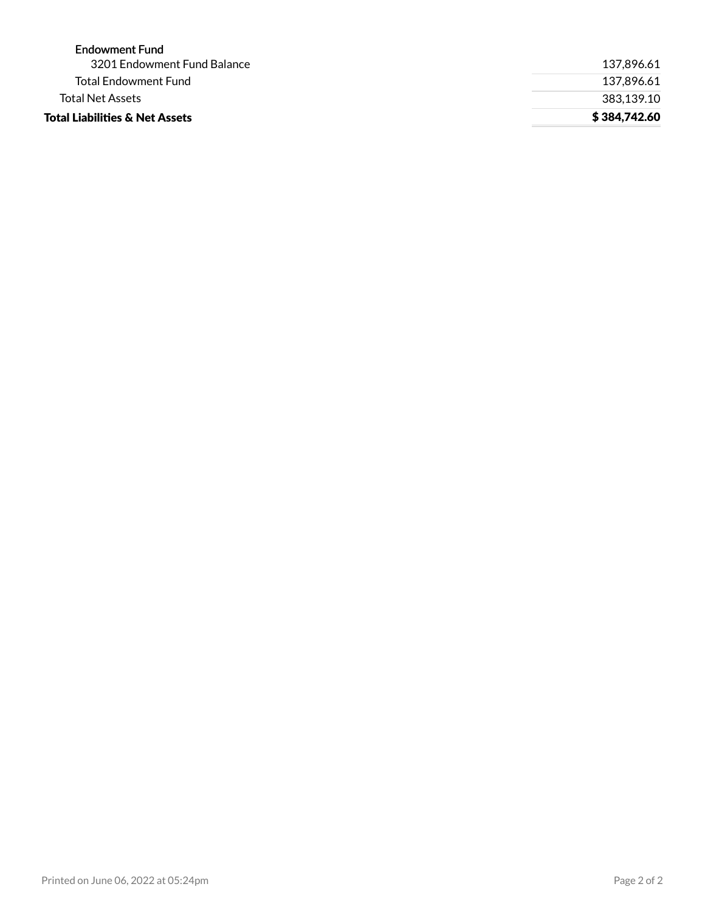| | |
|---|---|
| **Endowment Fund** | |
| 3201 Endowment Fund Balance | 137,896.61 |
| Total Endowment Fund | 137,896.61 |
| Total Net Assets | 383,139.10 |
| **Total Liabilities & Net Assets** | **$ 384,742.60** |

Printed on June 06, 2022 at 05:24pm